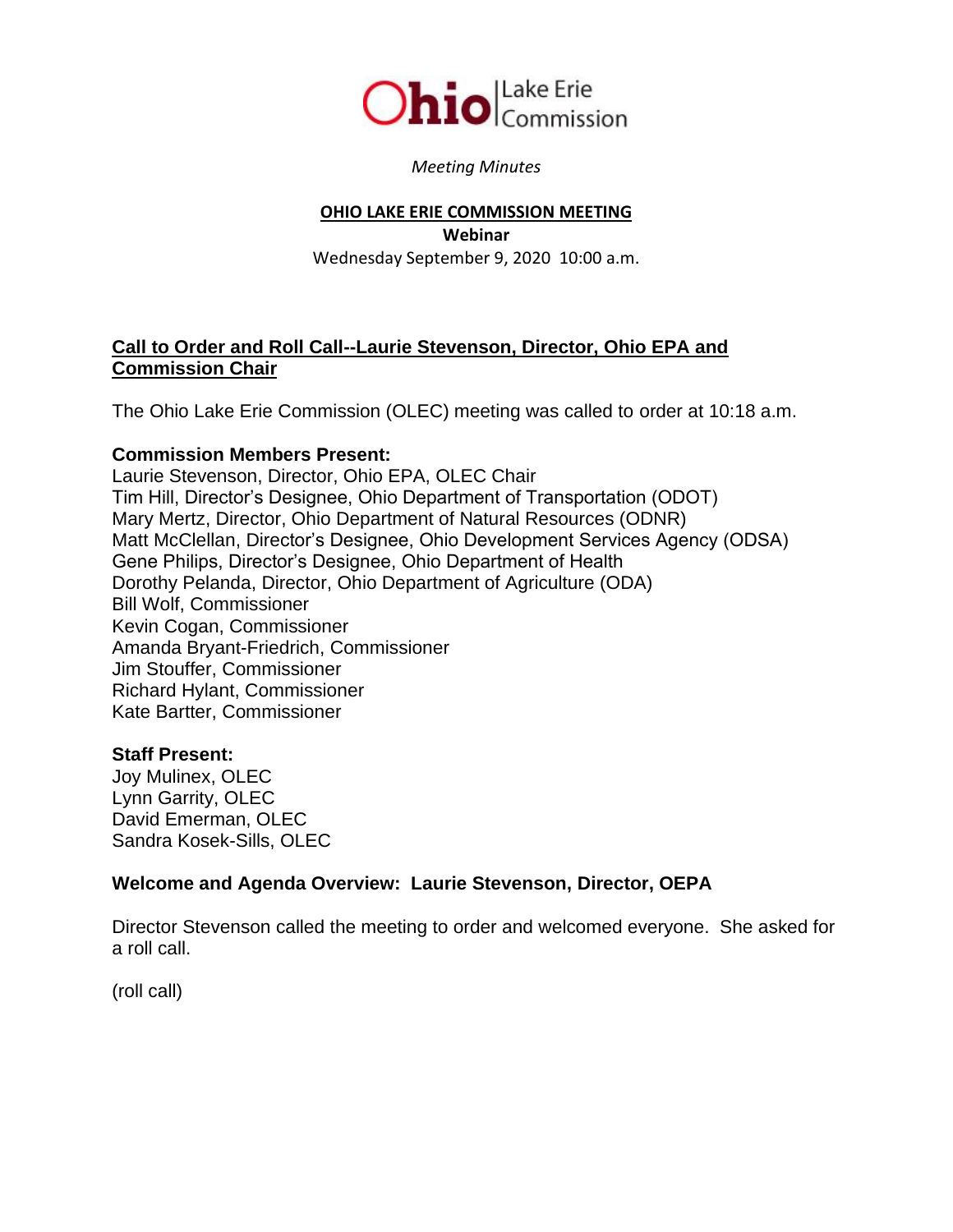Ohio | Lake Erie Commission

*Meeting Minutes*

# OHIO LAKE ERIE COMMISSION MEETING

**Webinar**

Wednesday September 9, 2020 10:00 a.m.

## Call to Order and Roll Call--Laurie Stevenson, Director, Ohio EPA and Commission Chair

The Ohio Lake Erie Commission (OLEC) meeting was called to order at 10:18 a.m.

**Commission Members Present:**
Laurie Stevenson, Director, Ohio EPA, OLEC Chair
Tim Hill, Director's Designee, Ohio Department of Transportation (ODOT)
Mary Mertz, Director, Ohio Department of Natural Resources (ODNR)
Matt McClellan, Director's Designee, Ohio Development Services Agency (ODSA)
Gene Philips, Director's Designee, Ohio Department of Health
Dorothy Pelanda, Director, Ohio Department of Agriculture (ODA)
Bill Wolf, Commissioner
Kevin Cogan, Commissioner
Amanda Bryant-Friedrich, Commissioner
Jim Stouffer, Commissioner
Richard Hylant, Commissioner
Kate Bartter, Commissioner

**Staff Present:**
Joy Mulinex, OLEC
Lynn Garrity, OLEC
David Emerman, OLEC
Sandra Kosek-Sills, OLEC

**Welcome and Agenda Overview: Laurie Stevenson, Director, OEPA**

Director Stevenson called the meeting to order and welcomed everyone. She asked for a roll call.

(roll call)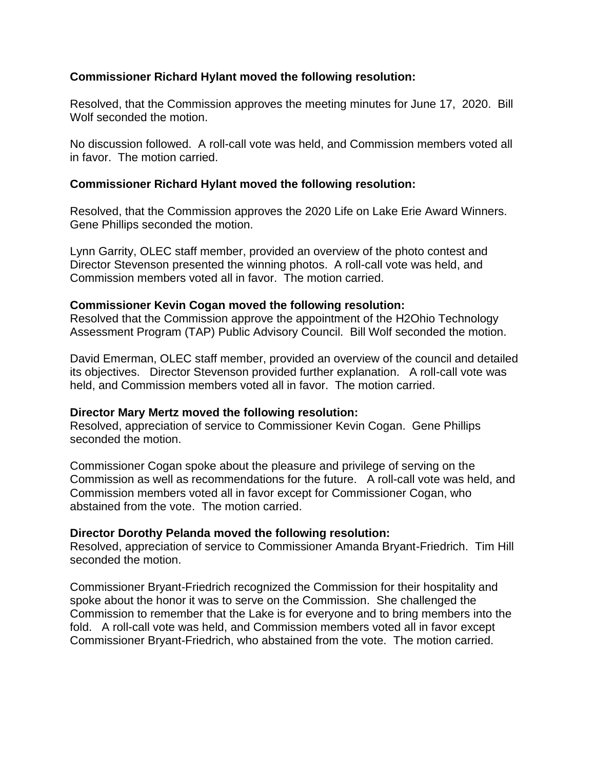**Commissioner Richard Hylant moved the following resolution:**

Resolved, that the Commission approves the meeting minutes for June 17, 2020. Bill Wolf seconded the motion.

No discussion followed. A roll-call vote was held, and Commission members voted all in favor. The motion carried.

**Commissioner Richard Hylant moved the following resolution:**

Resolved, that the Commission approves the 2020 Life on Lake Erie Award Winners. Gene Phillips seconded the motion.

Lynn Garrity, OLEC staff member, provided an overview of the photo contest and Director Stevenson presented the winning photos. A roll-call vote was held, and Commission members voted all in favor. The motion carried.

**Commissioner Kevin Cogan moved the following resolution:**
Resolved that the Commission approve the appointment of the H2Ohio Technology Assessment Program (TAP) Public Advisory Council. Bill Wolf seconded the motion.

David Emerman, OLEC staff member, provided an overview of the council and detailed its objectives. Director Stevenson provided further explanation. A roll-call vote was held, and Commission members voted all in favor. The motion carried.

**Director Mary Mertz moved the following resolution:**
Resolved, appreciation of service to Commissioner Kevin Cogan. Gene Phillips seconded the motion.

Commissioner Cogan spoke about the pleasure and privilege of serving on the Commission as well as recommendations for the future. A roll-call vote was held, and Commission members voted all in favor except for Commissioner Cogan, who abstained from the vote. The motion carried.

**Director Dorothy Pelanda moved the following resolution:**
Resolved, appreciation of service to Commissioner Amanda Bryant-Friedrich. Tim Hill seconded the motion.

Commissioner Bryant-Friedrich recognized the Commission for their hospitality and spoke about the honor it was to serve on the Commission. She challenged the Commission to remember that the Lake is for everyone and to bring members into the fold. A roll-call vote was held, and Commission members voted all in favor except Commissioner Bryant-Friedrich, who abstained from the vote. The motion carried.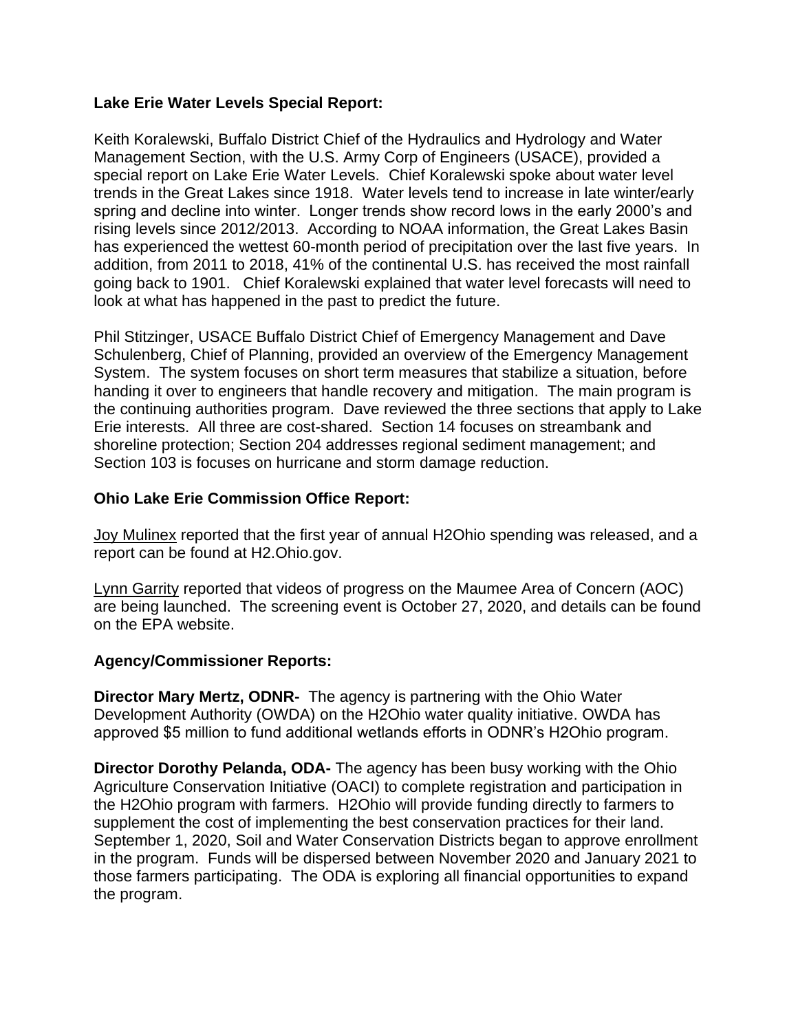**Lake Erie Water Levels Special Report:**

Keith Koralewski, Buffalo District Chief of the Hydraulics and Hydrology and Water Management Section, with the U.S. Army Corp of Engineers (USACE), provided a special report on Lake Erie Water Levels. Chief Koralewski spoke about water level trends in the Great Lakes since 1918. Water levels tend to increase in late winter/early spring and decline into winter. Longer trends show record lows in the early 2000's and rising levels since 2012/2013. According to NOAA information, the Great Lakes Basin has experienced the wettest 60-month period of precipitation over the last five years. In addition, from 2011 to 2018, 41% of the continental U.S. has received the most rainfall going back to 1901. Chief Koralewski explained that water level forecasts will need to look at what has happened in the past to predict the future.

Phil Stitzinger, USACE Buffalo District Chief of Emergency Management and Dave Schulenberg, Chief of Planning, provided an overview of the Emergency Management System. The system focuses on short term measures that stabilize a situation, before handing it over to engineers that handle recovery and mitigation. The main program is the continuing authorities program. Dave reviewed the three sections that apply to Lake Erie interests. All three are cost-shared. Section 14 focuses on streambank and shoreline protection; Section 204 addresses regional sediment management; and Section 103 is focuses on hurricane and storm damage reduction.

**Ohio Lake Erie Commission Office Report:**

Joy Mulinex reported that the first year of annual H2Ohio spending was released, and a report can be found at H2.Ohio.gov.

Lynn Garrity reported that videos of progress on the Maumee Area of Concern (AOC) are being launched. The screening event is October 27, 2020, and details can be found on the EPA website.

**Agency/Commissioner Reports:**

**Director Mary Mertz, ODNR-** The agency is partnering with the Ohio Water Development Authority (OWDA) on the H2Ohio water quality initiative. OWDA has approved $5 million to fund additional wetlands efforts in ODNR's H2Ohio program.

**Director Dorothy Pelanda, ODA-** The agency has been busy working with the Ohio Agriculture Conservation Initiative (OACI) to complete registration and participation in the H2Ohio program with farmers. H2Ohio will provide funding directly to farmers to supplement the cost of implementing the best conservation practices for their land. September 1, 2020, Soil and Water Conservation Districts began to approve enrollment in the program. Funds will be dispersed between November 2020 and January 2021 to those farmers participating. The ODA is exploring all financial opportunities to expand the program.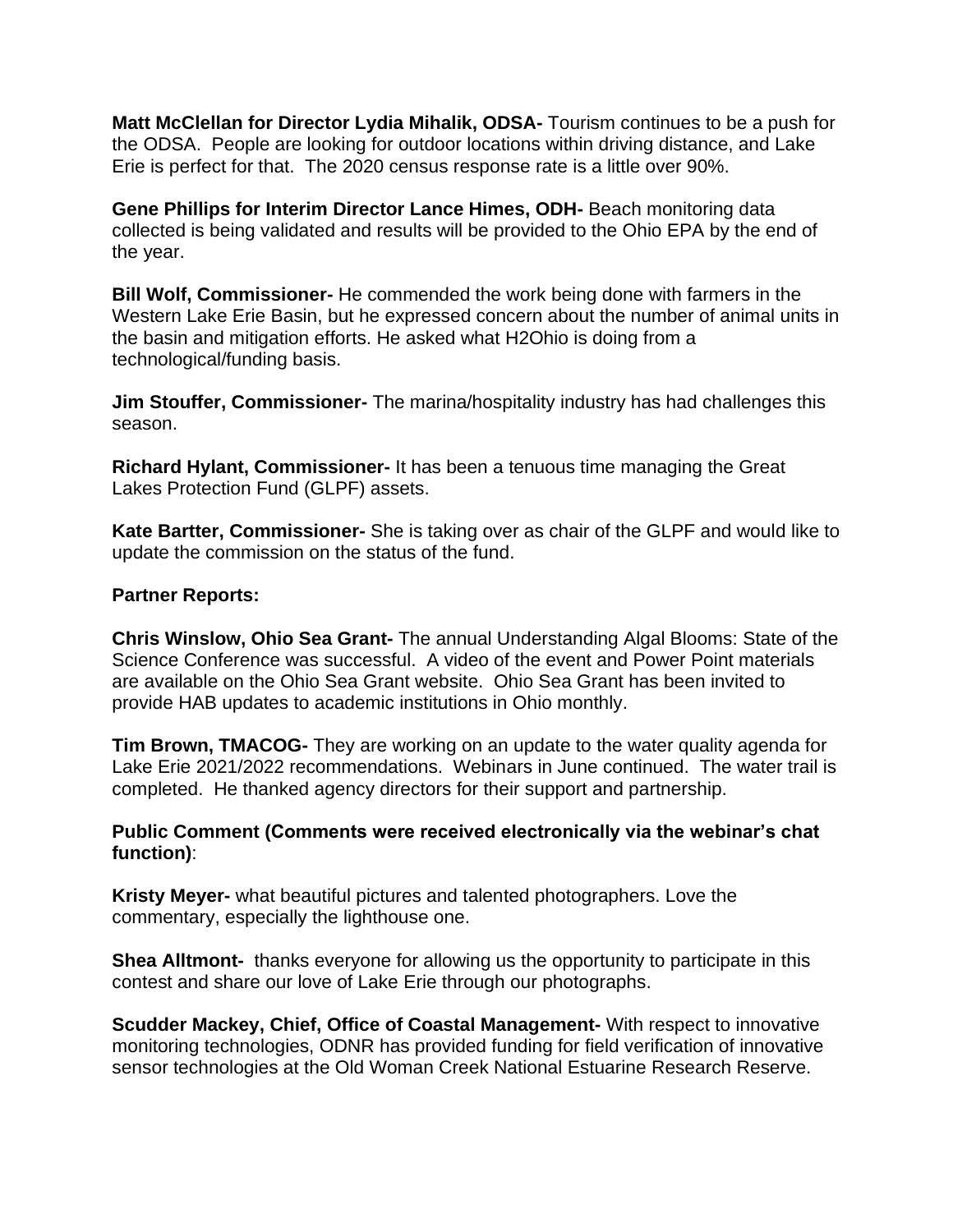**Matt McClellan for Director Lydia Mihalik, ODSA-** Tourism continues to be a push for the ODSA. People are looking for outdoor locations within driving distance, and Lake Erie is perfect for that. The 2020 census response rate is a little over 90%.

**Gene Phillips for Interim Director Lance Himes, ODH-** Beach monitoring data collected is being validated and results will be provided to the Ohio EPA by the end of the year.

**Bill Wolf, Commissioner-** He commended the work being done with farmers in the Western Lake Erie Basin, but he expressed concern about the number of animal units in the basin and mitigation efforts. He asked what H2Ohio is doing from a technological/funding basis.

**Jim Stouffer, Commissioner-** The marina/hospitality industry has had challenges this season.

**Richard Hylant, Commissioner-** It has been a tenuous time managing the Great Lakes Protection Fund (GLPF) assets.

**Kate Bartter, Commissioner-** She is taking over as chair of the GLPF and would like to update the commission on the status of the fund.

**Partner Reports:**

**Chris Winslow, Ohio Sea Grant-** The annual Understanding Algal Blooms: State of the Science Conference was successful. A video of the event and Power Point materials are available on the Ohio Sea Grant website. Ohio Sea Grant has been invited to provide HAB updates to academic institutions in Ohio monthly.

**Tim Brown, TMACOG-** They are working on an update to the water quality agenda for Lake Erie 2021/2022 recommendations. Webinars in June continued. The water trail is completed. He thanked agency directors for their support and partnership.

**Public Comment (Comments were received electronically via the webinar's chat function)**:

**Kristy Meyer-** what beautiful pictures and talented photographers. Love the commentary, especially the lighthouse one.

**Shea Alltmont-** thanks everyone for allowing us the opportunity to participate in this contest and share our love of Lake Erie through our photographs.

**Scudder Mackey, Chief, Office of Coastal Management-** With respect to innovative monitoring technologies, ODNR has provided funding for field verification of innovative sensor technologies at the Old Woman Creek National Estuarine Research Reserve.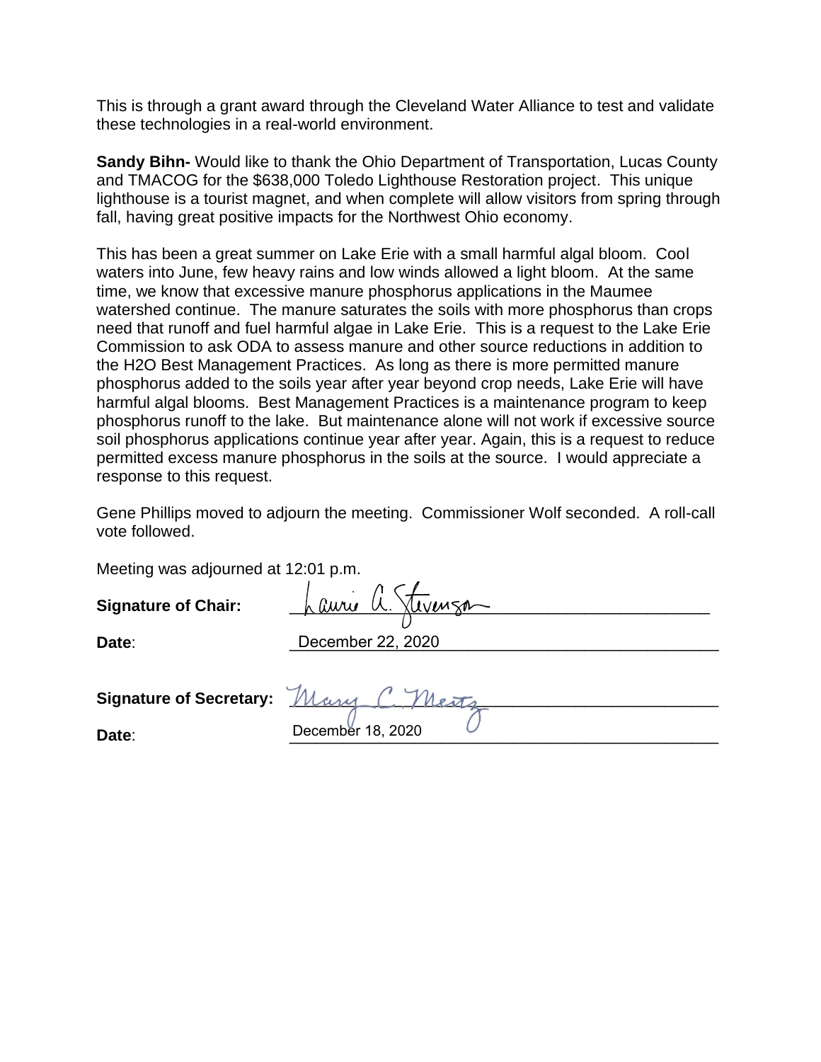This is through a grant award through the Cleveland Water Alliance to test and validate these technologies in a real-world environment.

**Sandy Bihn-** Would like to thank the Ohio Department of Transportation, Lucas County and TMACOG for the $638,000 Toledo Lighthouse Restoration project. This unique lighthouse is a tourist magnet, and when complete will allow visitors from spring through fall, having great positive impacts for the Northwest Ohio economy.

This has been a great summer on Lake Erie with a small harmful algal bloom. Cool waters into June, few heavy rains and low winds allowed a light bloom. At the same time, we know that excessive manure phosphorus applications in the Maumee watershed continue. The manure saturates the soils with more phosphorus than crops need that runoff and fuel harmful algae in Lake Erie. This is a request to the Lake Erie Commission to ask ODA to assess manure and other source reductions in addition to the H2O Best Management Practices. As long as there is more permitted manure phosphorus added to the soils year after year beyond crop needs, Lake Erie will have harmful algal blooms. Best Management Practices is a maintenance program to keep phosphorus runoff to the lake. But maintenance alone will not work if excessive source soil phosphorus applications continue year after year. Again, this is a request to reduce permitted excess manure phosphorus in the soils at the source. I would appreciate a response to this request.

Gene Phillips moved to adjourn the meeting. Commissioner Wolf seconded. A roll-call vote followed.

Meeting was adjourned at 12:01 p.m.

**Signature of Chair:** Laurie A. Stevenson

**Date**: December 22, 2020

**Signature of Secretary:** Mary C. Mertz

**Date**: December 18, 2020